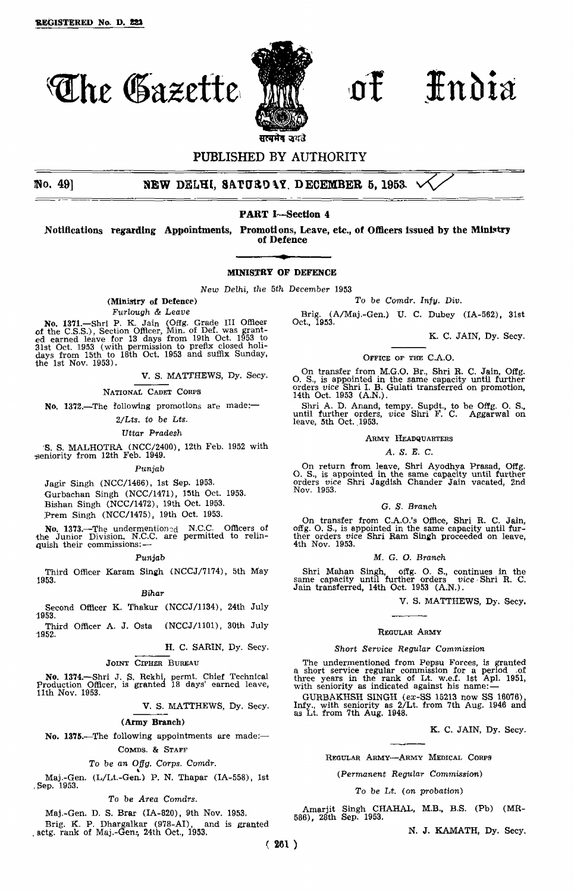REGISTERED No. D. 221

# The Gazette of India

सत्यमेव जयते

PUBLISHED BY AUTHORITY

No. 49] NEW DELHI, SATURDAY, DECEMBER 5, 1953

## PART I—Section 4

**Notifications regarding Appointments, Promotions, Leave, etc., of Officers issued by the Ministry of Defence**

### MINISTRY OF DEFENCE

*New Delhi, the 5th December 1953*

**(Ministry of Defence)**

*Furlough & Leave*

**No. 1371.**—Shri P. K. Jain (Offg. Grade III Officer of the C.S.S.), Section Officer, Min. of Def. was granted earned leave for 13 days from 19th Oct. 1953 to 31st Oct. 1953 (with permission to prefix closed holidays from 15th to 18th Oct. 1953 and suffix Sunday, the 1st Nov. 1953).

V. S. MATTHEWS, Dy. Secy.

NATIONAL CADET CORPS

**No. 1372.**—The following promotions are made:—

*2/Lts. to be Lts.*

*Uttar Pradesh*

S. S. MALHOTRA (NCC/2400), 12th Feb. 1952 with seniority from 12th Feb. 1949.

*Punjab*

Jagir Singh (NCC/1466), 1st Sep. 1953.

Gurbachan Singh (NCC/1471), 15th Oct. 1953.

Bishan Singh (NCC/1472), 19th Oct. 1953.

Prem Singh (NCC/1475), 19th Oct. 1953.

**No. 1373.**—The undermentioned N.C.C. Officers of the Junior Division, N.C.C. are permitted to relinquish their commissions:—

*Punjab*

Third Officer Karam Singh (NCCJ/7174), 5th May 1953.

*Bihar*

Second Officer K. Thakur (NCCJ/1134), 24th July 1953.

Third Officer A. J. Osta (NCCJ/1101), 30th July 1952.

H. C. SARIN, Dy. Secy.

JOINT CIPHER BUREAU

**No. 1374.**—Shri J. S. Rekhi, permt. Chief Technical Production Officer, is granted 18 days' earned leave, 11th Nov. 1953.

V. S. MATTHEWS, Dy. Secy.

**(Army Branch)**

**No. 1375.**—The following appointments are made:—

COMDS. & STAFF

*To be an Offg. Corps. Comdr.*

Maj.-Gen. (L/Lt.-Gen.) P. N. Thapar (IA-558), 1st Sep. 1953.

*To be Area Comdrs.*

Maj.-Gen. D. S. Brar (IA-820), 9th Nov. 1953.

Brig. K. P. Dhargalkar (978-AI), and is granted actg. rank of Maj.-Gen., 24th Oct., 1953.

*To be Comdr. Infy. Div.*

Brig. (A/Maj.-Gen.) U. C. Dubey (IA-562), 31st Oct., 1953.

K. C. JAIN, Dy. Secy.

OFFICE OF THE C.A.O.

On transfer from M.G.O. Br., Shri R. C. Jain, Offg. O. S., is appointed in the same capacity until further orders *vice* Shri I. B. Gulati transferred on promotion, 14th Oct. 1953 (A.N.).

Shri A. D. Anand, tempy. Supdt., to be Offg. O. S., until further orders, *vice* Shri F. C. Aggarwal on leave, 5th Oct. 1953.

ARMY HEADQUARTERS

*A. S. E. C.*

On return from leave, Shri Ayodhya Prasad, Offg. O. S., is appointed in the same capacity until further orders *vice* Shri Jagdish Chander Jain vacated, 2nd Nov. 1953.

*G. S. Branch*

On transfer from C.A.O.'s Office, Shri R. C. Jain, offg. O. S., is appointed in the same capacity until further orders *vice* Shri Ram Singh proceeded on leave, 4th Nov. 1953.

*M. G. O. Branch*

Shri Mahan Singh, offg. O. S., continues in the same capacity until further orders *vice* Shri R. C. Jain transferred, 14th Oct. 1953 (A.N.).

V. S. MATTHEWS, Dy. Secy.

REGULAR ARMY

*Short Service Regular Commission*

The undermentioned from Pepsu Forces, is granted a short service regular commission for a period of three years in the rank of Lt. w.e.f. 1st Apl. 1951, with seniority as indicated against his name:—

GURBAKHSH SINGH (*ex*-SS 15213 now SS 16076), Infy., with seniority as 2/Lt. from 7th Aug. 1946 and as Lt. from 7th Aug. 1948.

K. C. JAIN, Dy. Secy.

REGULAR ARMY—ARMY MEDICAL CORPS

*(Permanent Regular Commission)*

*To be Lt. (on probation)*

Amarjit Singh CHAHAL, M.B., B.S. (Pb) (MR-586), 28th Sep. 1953.

N. J. KAMATH, Dy. Secy.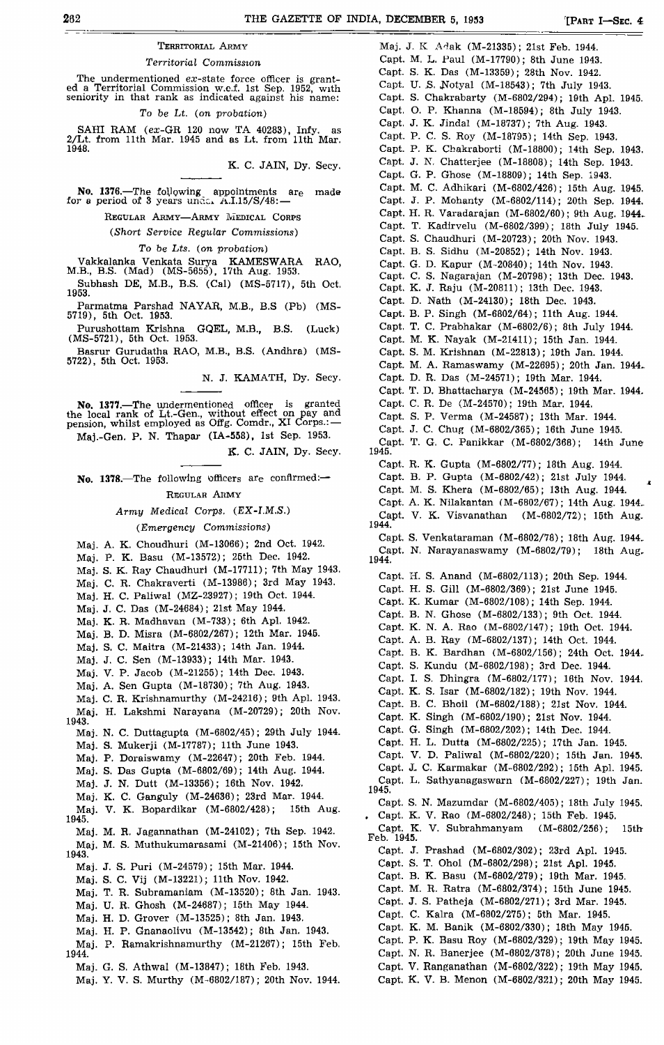### TERRITORIAL ARMY

*Territorial Commission*

The undermentioned ex-state force officer is granted a Territorial Commission w.e.f. 1st Sep. 1952, with seniority in that rank as indicated against his name:

*To be Lt. (on probation)*

SAHI RAM (ex-GR 120 now TA 40283), Infy. as 2/Lt. from 11th Mar. 1945 and as Lt. from 11th Mar. 1948.

K. C. JAIN, Dy. Secy.

---

**No. 1376.**—The following appointments are made for a period of 3 years under A.I.15/S/48:—

### REGULAR ARMY—ARMY MEDICAL CORPS

*(Short Service Regular Commissions)*

*To be Lts. (on probation)*

Vakkalanka Venkata Surya KAMESWARA RAO, M.B., B.S. (Mad) (MS-5655), 17th Aug. 1953.

Subhash DE, M.B., B.S. (Cal) (MS-5717), 5th Oct. 1953.

Parmatma Parshad NAYAR, M.B., B.S (Pb) (MS-5719), 5th Oct. 1953.

Purushottam Krishna GOEL, M.B., B.S. (Luck) (MS-5721), 5th Oct. 1953.

Basrur Gurudatha RAO, M.B., B.S. (Andhra) (MS-5722), 5th Oct. 1953.

N. J. KAMATH, Dy. Secy.

---

**No. 1377.**—The undermentioned officer is granted the local rank of Lt.-Gen., without effect on pay and pension, whilst employed as Offg. Comdr., XI Corps.:—

Maj.-Gen. P. N. Thapar (IA-558), 1st Sep. 1953.

K. C. JAIN, Dy. Secy.

---

**No. 1378.**—The following officers are confirmed:—

### REGULAR ARMY

*Army Medical Corps. (EX-I.M.S.)*

*(Emergency Commissions)*

Maj. A. K. Choudhuri (M-13066); 2nd Oct. 1942.
Maj. P. K. Basu (M-13572); 25th Dec. 1942.
Maj. S. K. Ray Chaudhuri (M-17711); 7th May 1943.
Maj. C. R. Chakraverti (M-13986); 3rd May 1943.
Maj. H. C. Paliwal (MZ-23927); 19th Oct. 1944.
Maj. J. C. Das (M-24684); 21st May 1944.
Maj. K. R. Madhavan (M-733); 6th Apl. 1942.
Maj. B. D. Misra (M-6802/267); 12th Mar. 1945.
Maj. S. C. Maitra (M-21433); 14th Jan. 1944.
Maj. J. C. Sen (M-13933); 14th Mar. 1943.
Maj. V. P. Jacob (M-21255); 14th Dec. 1943.
Maj. A. Sen Gupta (M-18730); 7th Aug. 1943.
Maj. C. R. Krishnamurthy (M-24216); 9th Apl. 1943.
Maj. H. Lakshmi Narayana (M-20729); 20th Nov. 1943.
Maj. N. C. Duttagupta (M-6802/45); 29th July 1944.
Maj. S. Mukerji (M-17787); 11th June 1943.
Maj. P. Doraiswamy (M-22647); 20th Feb. 1944.
Maj. S. Das Gupta (M-6802/69); 14th Aug. 1944.
Maj. J. N. Dutt (M-13356); 16th Nov. 1942.
Maj. K. C. Ganguly (M-24636); 23rd Mar. 1944.
Maj. V. K. Bopardikar (M-6802/428); 15th Aug. 1945.
Maj. M. R. Jagannathan (M-24102); 7th Sep. 1942.
Maj. M. S. Muthukumarasami (M-21406); 15th Nov. 1943.
Maj. J. S. Puri (M-24579); 15th Mar. 1944.
Maj. S. C. Vij (M-13221); 11th Nov. 1942.
Maj. T. R. Subramaniam (M-13520); 8th Jan. 1943.
Maj. U. R. Ghosh (M-24687); 15th May 1944.
Maj. H. D. Grover (M-13525); 8th Jan. 1943.
Maj. H. P. Gnanaolivu (M-13542); 8th Jan. 1943.
Maj. P. Ramakrishnamurthy (M-21267); 15th Feb. 1944.
Maj. G. S. Athwal (M-13847); 18th Feb. 1943.
Maj. Y. V. S. Murthy (M-6802/187); 20th Nov. 1944.
Maj. J. K. Adak (M-21335); 21st Feb. 1944.
Capt. M. L. Paul (M-17790); 8th June 1943.
Capt. S. K. Das (M-13359); 28th Nov. 1942.
Capt. U. S. Notyal (M-18543); 7th July 1943.
Capt. S. Chakrabarty (M-6802/294); 19th Apl. 1945.
Capt. O. P. Khanna (M-18594); 8th July 1943.
Capt. J. K. Jindal (M-18737); 7th Aug. 1943.
Capt. P. C. S. Roy (M-18795); 14th Sep. 1943.
Capt. P. K. Chakraborti (M-18800); 14th Sep. 1943.
Capt. J. N. Chatterjee (M-18808); 14th Sep. 1943.
Capt. G. P. Ghose (M-18809); 14th Sep. 1943.
Capt. M. C. Adhikari (M-6802/426); 15th Aug. 1945.
Capt. J. P. Mohanty (M-6802/114); 20th Sep. 1944.
Capt. H. R. Varadarajan (M-6802/60); 9th Aug. 1944.
Capt. T. Kadirvelu (M-6802/399); 18th July 1945.
Capt. S. Chaudhuri (M-20723); 20th Nov. 1943.
Capt. B. S. Sidhu (M-20852); 14th Nov. 1943.
Capt. G. D. Kapur (M-20840); 14th Nov. 1943.
Capt. C. S. Nagarajan (M-20798); 13th Dec. 1943.
Capt. K. J. Raju (M-20811); 13th Dec. 1943.
Capt. D. Nath (M-24130); 18th Dec. 1943.
Capt. B. P. Singh (M-6802/64); 11th Aug. 1944.
Capt. T. C. Prabhakar (M-6802/6); 8th July 1944.
Capt. M. K. Nayak (M-21411); 15th Jan. 1944.
Capt. S. M. Krishnan (M-22813); 19th Jan. 1944.
Capt. M. A. Ramaswamy (M-22695); 20th Jan. 1944.
Capt. D. R. Das (M-24571); 19th Mar. 1944.
Capt. T. D. Bhattacharya (M-24565); 19th Mar. 1944.
Capt. C. R. De (M-24570); 19th Mar. 1944.
Capt. S. P. Verma (M-24587); 13th Mar. 1944.
Capt. J. C. Chug (M-6802/365); 16th June 1945.
Capt. T. G. C. Panikkar (M-6802/368); 14th June 1945.
Capt. R. K. Gupta (M-6802/77); 18th Aug. 1944.
Capt. B. P. Gupta (M-6802/42); 21st July 1944.
Capt. M. S. Khera (M-6802/65); 13th Aug. 1944.
Capt. A. K. Nilakantan (M-6802/67); 14th Aug. 1944.
Capt. V. K. Visvanathan (M-6802/72); 15th Aug. 1944.
Capt. S. Venkataraman (M-6802/78); 18th Aug. 1944.
Capt. N. Narayanaswamy (M-6802/79); 18th Aug. 1944.
Capt. H. S. Anand (M-6802/113); 20th Sep. 1944.
Capt. H. S. Gill (M-6802/369); 21st June 1945.
Capt. K. Kumar (M-6802/108); 14th Sep. 1944.
Capt. B. N. Ghose (M-6802/133); 9th Oct. 1944.
Capt. K. N. A. Rao (M-6802/147); 19th Oct. 1944.
Capt. A. B. Ray (M-6802/137); 14th Oct. 1944.
Capt. B. K. Bardhan (M-6802/156); 24th Oct. 1944.
Capt. S. Kundu (M-6802/198); 3rd Dec. 1944.
Capt. I. S. Dhingra (M-6802/177); 16th Nov. 1944.
Capt. K. S. Isar (M-6802/182); 19th Nov. 1944.
Capt. B. C. Bhoil (M-6802/188); 21st Nov. 1944.
Capt. K. Singh (M-6802/190); 21st Nov. 1944.
Capt. G. Singh (M-6802/202); 14th Dec. 1944.
Capt. H. L. Dutta (M-6802/225); 17th Jan. 1945.
Capt. V. D. Paliwal (M-6802/220); 15th Jan. 1945.
Capt. J. C. Karmakar (M-6802/292); 15th Apl. 1945.
Capt. L. Sathyanagaswarn (M-6802/227); 19th Jan. 1945.
Capt. S. N. Mazumdar (M-6802/405); 18th July 1945.
Capt. K. V. Rao (M-6802/248); 15th Feb. 1945.
Capt. K. V. Subrahmanyam (M-6802/256); 15th Feb. 1945.
Capt. J. Prashad (M-6802/302); 23rd Apl. 1945.
Capt. S. T. Ohol (M-6802/298); 21st Apl. 1945.
Capt. B. K. Basu (M-6802/279); 19th Mar. 1945.
Capt. M. R. Ratra (M-6802/374); 15th June 1945.
Capt. J. S. Patheja (M-6802/271); 3rd Mar. 1945.
Capt. C. Kalra (M-6802/275); 5th Mar. 1945.
Capt. K. M. Banik (M-6802/330); 18th May 1945.
Capt. P. K. Basu Roy (M-6802/329); 19th May 1945.
Capt. N. R. Banerjee (M-6802/378); 20th June 1945.
Capt. V. Ranganathan (M-6802/322); 19th May 1945.
Capt. K. V. B. Menon (M-6802/321); 20th May 1945.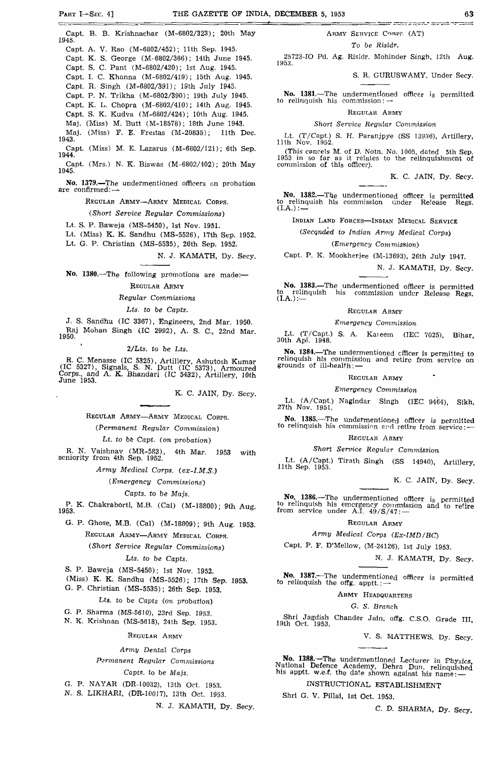Capt. B. B. Krishnachar (M-6802/323); 20th May 1945.

Capt. A. V. Rao (M-6802/452); 11th Sep. 1945.

Capt. K. S. George (M-6802/366); 14th June 1945.

Capt. S. C. Pant (M-6802/420); 1st Aug. 1945.

Capt. I. C. Khanna (M-6802/419); 15th Aug. 1945.

Capt. R. Singh (M-6802/391); 19th July 1945.

Capt. P. N. Trikha (M-6802/390); 19th July 1945.

Capt. K. L. Chopra (M-6802/410); 14th Aug. 1945.

Capt. S. K. Kudva (M-6802/424); 10th Aug. 1945.

Maj. (Miss) M. Butt (M-18578); 18th June 1943.

Maj. (Miss) F. E. Freitas (M-20835); 11th Dec. 1943.

Capt. (Miss) M. E. Lazarus (M-6802/121); 6th Sep. 1944.

Capt. (Mrs.) N. K. Biswas (M-6802/402); 20th May 1945.

**No. 1379.**—The undermentioned officers on probation are confirmed:—

REGULAR ARMY—ARMY MEDICAL CORPS.

*(Short Service Regular Commissions)*

Lt. S. P. Baweja (MS-5450), 1st Nov. 1951.

Lt. (Miss) K. K. Sandhu (MS-5526), 17th Sep. 1952.

Lt. G. P. Christian (MS-5535), 26th Sep. 1952.

N. J. KAMATH, Dy. Secy.

**No. 1380.**—The following promotions are made:—

REGULAR ARMY

*Regular Commissions*

*Lts. to be Capts.*

J. S. Sandhu (IC 3367), Engineers, 2nd Mar. 1950.

Raj Mohan Singh (IC 2992), A. S. C., 22nd Mar. 1950.

*2/Lts. to be Lts.*

R. C. Menasse (IC 5325), Artillery, Ashutosh Kumar (IC 5327), Signals, S. N. Dutt (IC 5373), Armoured Corps., and A. K. Bhandari (IC 5432), Artillery, 10th June 1953.

K. C. JAIN, Dy. Secy.

REGULAR ARMY—ARMY MEDICAL CORPS.

*(Permanent Regular Commission)*

*Lt. to be Capt. (on probation)*

R. N. Vaishnav (MR-583), 4th Mar. 1953 with seniority from 4th Sep. 1952.

*Army Medical Corps. (ex-I.M.S.)*

*(Emergency Commissions)*

*Capts. to be Majs.*

P. K. Chakraborti, M.B. (Cal) (M-18800); 9th Aug. 1953.

G. P. Ghose, M.B. (Cal) (M-18809); 9th Aug. 1953.

REGULAR ARMY—ARMY MEDICAL CORPS.

*(Short Service Regular Commissions)*

*Lts. to be Capts.*

S. P. Baweja (MS-5450); 1st Nov. 1952.

(Miss) K. K. Sandhu (MS-5526); 17th Sep. 1953.

G. P. Christian (MS-5535); 26th Sep. 1953.

*Lts. to be Capts (on probation)*

G. P. Sharma (MS-5610), 23rd Sep. 1953.

N. K. Krishnan (MS-5618), 24th Sep. 1953.

REGULAR ARMY

*Army Dental Corps*

*Permanent Regular Commissions*

*Capts. to be Majs.*

G. P. NAYAR (DR-10032), 13th Oct. 1953.

N. S. LIKHARI, (DR-10017), 13th Oct. 1953.

N. J. KAMATH, Dy. Secy.

ARMY SERVICE CORPS (AT)

*To be Risldr.*

25723-IO Pd. Ag. Risldr. Mohinder Singh, 12th Aug. 1953.

S. R. GURUSWAMY, Under Secy.

**No. 1381.**—The undermentioned officer is permitted to relinquish his commission:—

REGULAR ARMY

*Short Service Regular Commission*

Lt. (T/Capt.) S. H. Paranjpye (SS 13936), Artillery, 11th Nov. 1952.

(This cancels M. of D. Notn. No. 1005, dated 5th Sep. 1953 in so far as it relates to the relinquishment of commission of this officer).

K. C. JAIN, Dy. Secy.

**No. 1382.**—The undermentioned officer is permitted to relinquish his commission under Release Regs. (I.A.):—

INDIAN LAND FORCES—INDIAN MEDICAL SERVICE

*(Seconded to Indian Army Medical Corps)*

*(Emergency Commission)*

Capt. P. K. Mookherjee (M-13693), 26th July 1947.

N. J. KAMATH, Dy. Secy.

**No. 1383.**—The undermentioned officer is permitted to relinquish his commission under Release Regs. (I.A.):—

REGULAR ARMY

*Emergency Commission*

Lt. (T/Capt.) S. A. Kaleem (IEC 7025), Bihar, 30th Apl. 1948.

**No. 1384.**—The undermentioned officer is permitted to relinquish his commission and retire from service on grounds of ill-health:—

REGULAR ARMY

*Emergency Commission*

Lt. (A/Capt.) Nagindar Singh (IEC 9464), Sikh, 27th Nov. 1951.

**No. 1385.**—The undermentioned officer is permitted to relinquish his commission and retire from service:—

REGULAR ARMY

*Short Service Regular Commission*

Lt. (A/Capt.) Tirath Singh (SS 14940), Artillery, 11th Sep. 1953.

K. C. JAIN, Dy. Secy.

**No. 1386.**—The undermentioned officer is permitted to relinquish his emergency commission and to retire from service under A.I. 49/S/47:—

REGULAR ARMY

*Army Medical Corps (Ex-IMD/BC)*

Capt. P. F. D'Mellow, (M-24126), 1st July 1953.

N. J. KAMATH, Dy. Secy.

**No. 1387.**—The undermentioned officer is permitted to relinquish the offg. apptt.:—

ARMY HEADQUARTERS

*G. S. Branch*

Shri Jagdish Chander Jain, offg. C.S.O. Grade III, 19th Oct. 1953.

V. S. MATTHEWS, Dy. Secy.

**No. 1388.**—The undermentioned Lecturer in Physics, National Defence Academy, Dehra Dun, relinquished his apptt. w.e.f. the date shown against his name:—

INSTRUCTIONAL ESTABLISHMENT

Shri G. V. Pillai, 1st Oct. 1953.

C. D. SHARMA, Dy. Secy.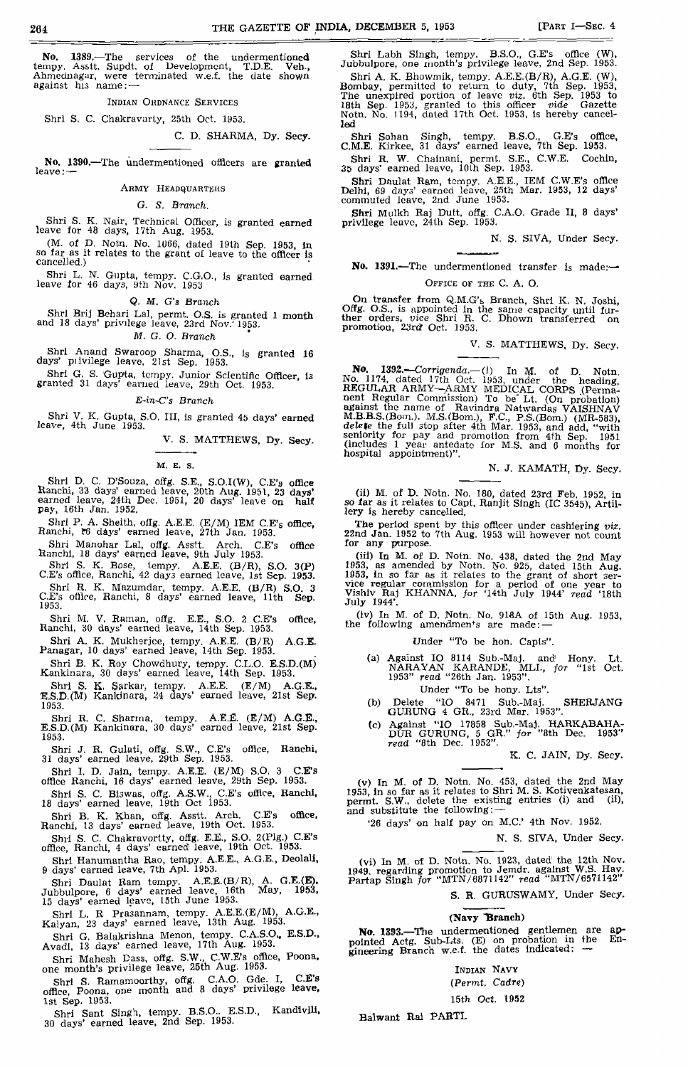**No. 1389.**—The services of the undermentioned tempy. Asstt. Supdt. of Development, T.D.E. Veh., Ahmednagar, were terminated w.e.f. the date shown against his name:—

INDIAN ORDNANCE SERVICES

Shri S. C. Chakravarty, 25th Oct. 1953.

C. D. SHARMA, Dy. Secy.

**No. 1390.**—The undermentioned officers are granted leave:—

ARMY HEADQUARTERS

*G. S. Branch.*

Shri S. K. Nair, Technical Officer, is granted earned leave for 48 days, 17th Aug. 1953.

(M. of D. Notn. No. 1066, dated 19th Sep. 1953, in so far as it relates to the grant of leave to the officer is cancelled.)

Shri L. N. Gupta, tempy. C.G.O., is granted earned leave for 46 days, 9th Nov. 1953

*Q. M. G's Branch*

Shri Brij Behari Lal, permt. O.S. is granted 1 month and 18 days' privilege leave, 23rd Nov. 1953.

*M. G. O. Branch*

Shri Anand Swaroop Sharma, O.S., is granted 16 days' privilege leave, 21st Sep. 1953.

Shri G. S. Gupta, tempy. Junior Scientific Officer, is granted 31 days' earned leave, 29th Oct. 1953.

*E-in-C's Branch*

Shri V. K. Gupta, S.O. III, is granted 45 days' earned leave, 4th June 1953.

V. S. MATTHEWS, Dy. Secy.

M. E. S.

Shri D. C. D'Souza, offg. S.E., S.O.I(W), C.E's office Ranchi, 33 days' earned leave, 20th Aug. 1951, 23 days' earned leave, 24th Dec. 1951, 20 days' leave on half pay, 16th Jan. 1952.

Shri P. A. Sheith, offg. A.E.E. (E/M) IEM C.E's office, Ranchi, 16 days' earned leave, 27th Jan. 1953.

Shri Manohar Lal, offg. Asstt. Arch. C.E's office Ranchi, 18 days' earned leave, 9th July 1953.

Shri S. K. Bose, tempy. A.E.E. (B/R), S.O. 3(P) C.E's office, Ranchi, 42 days earned leave, 1st Sep. 1953.

Shri R. K. Mazumdar, tempy. A.E.E. (B/R) S.O. 3 C.E's office, Ranchi, 8 days' earned leave, 11th Sep. 1953.

Shri M. V. Raman, offg. E.E., S.O. 2 C.E's office, Ranchi, 30 days' earned leave, 14th Sep. 1953.

Shri A. K. Mukherjee, tempy. A.E.E. (B/R) A.G.E. Panagar, 10 days' earned leave, 14th Sep. 1953.

Shri B. K. Roy Chowdhury, tempy. C.L.O. E.S.D.(M) Kankinara, 30 days' earned leave, 14th Sep. 1953.

Shri S. K. Sarkar, tempy. A.E.E. (E/M) A.G.E., E.S.D.(M) Kankinara, 24 days' earned leave, 21st Sep. 1953.

Shri R. C. Sharma, tempy. A.E.E. (E/M) A.G.E., E.S.D.(M) Kankinara, 30 days' earned leave, 21st Sep. 1953.

Shri J. R. Gulati, offg. S.W., C.E's office, Ranchi, 31 days' earned leave, 29th Sep. 1953.

Shri I. D. Jain, tempy. A.E.E. (E/M) S.O. 3 C.E's office Ranchi, 16 days' earned leave, 29th Sep. 1953.

Shri S. C. Biswas, offg. A.S.W., C.E's office, Ranchi, 18 days' earned leave, 19th Oct 1953.

Shri B. K. Khan, offg. Asstt. Arch. C.E's office, Ranchi, 13 days' earned leave, 19th Oct. 1953.

Shri S. C. Chakravortty, offg. E.E., S.O. 2(Plg.) C.E's office, Ranchi, 4 days' earned leave, 19th Oct. 1953.

Shri Hanumantha Rao, tempy. A.E.E., A.G.E., Deolali, 9 days' earned leave, 7th Apl. 1953.

Shri Daulat Ram tempy. A.E.E.(B/R), A. G.E.(E). Jubbulpore, 6 days' earned leave, 16th May, 1953, 15 days' earned leave, 15th June 1953.

Shri L. R. Prasannam, tempy. A.E.E.(E/M), A.G.E., Kalyan, 23 days' earned leave, 13th Aug. 1953.

Shri G. Balakrishna Menon, tempy. C.A.S.O., E.S.D., Avadi, 13 days' earned leave, 17th Aug. 1953.

Shri Mahesh Dass, offg. S.W., C.W.E's office, Poona, one month's privilege leave, 25th Aug. 1953.

Shri S. Ramamoorthy, offg. C.A.O. Gde. I, C.E's office, Poona, one month and 8 days' privilege leave, 1st Sep. 1953.

Shri Sant Singh, tempy. B.S.O., E.S.D., Kandivili, 30 days' earned leave, 2nd Sep. 1953.

Shri Labh Singh, tempy. B.S.O., G.E's office (W), Jubbulpore, one month's privilege leave, 2nd Sep. 1953.

Shri A. K. Bhowmik, tempy. A.E.E.(B/R), A.G.E. (W), Bombay, permitted to return to duty, 7th Sep. 1953. The unexpired portion of leave *viz.* 8th Sep. 1953 to 18th Sep. 1953, granted to this officer *vide* Gazette Notn. No. 1194, dated 17th Oct. 1953, is hereby cancelled

Shri Sohan Singh, tempy. B.S.O., G.E's office, C.M.E. Kirkee, 31 days' earned leave, 7th Sep. 1953.

Shri R. W. Chainani, permt. S.E., C.W.E. Cochin, 35 days' earned leave, 10th Sep. 1953.

Shri Daulat Ram, tempy. A.E.E., IEM C.W.E's office Delhi, 69 days' earned leave, 25th Mar. 1953, 12 days' commuted leave, 2nd June 1953.

Shri Mulkh Raj Dutt, offg. C.A.O. Grade II, 8 days' privilege leave, 24th Sep. 1953.

N. S. SIVA, Under Secy.

**No. 1391.**—The undermentioned transfer is made:—

OFFICE OF THE C. A. O.

On transfer from Q.M.G's Branch, Shri K. N. Joshi, Offg. O.S., is appointed in the same capacity until further orders, *vice* Shri R. C. Dhown transferred on promotion, 23rd Oct. 1953.

V. S. MATTHEWS, Dy. Secy.

**No. 1392.**—*Corrigenda.*—(i) In M. of D. Notn. No. 1174, dated 17th Oct. 1953, under the heading, REGULAR ARMY—ARMY MEDICAL CORPS (Permanent Regular Commission) To be Lt. (On probation) against the name of Ravindra Natwardas VAISHNAV M.B.B.S.(Bom.). M.S.(Bom.), F.C., P.S.(Bom.) (MR-583), *delete* the full stop after 4th Mar. 1953, and add, "with seniority for pay and promotion from 4th Sep. 1951 (includes 1 year antedate for M.S. and 6 months for hospital appointment)".

N. J. KAMATH, Dy. Secy.

(ii) M. of D. Notn. No. 180, dated 23rd Feb. 1952, in so far as it relates to Capt, Ranjit Singh (IC 3545), Artillery is hereby cancelled.

The period spent by this officer under cashiering *viz.* 22nd Jan. 1952 to 7th Aug. 1953 will however not count for any purpose.

(iii) In M. of D. Notn. No. 438, dated the 2nd May 1953, as amended by Notn. No. 925, dated 15th Aug. 1953, in so far as it relates to the grant of short service regular commission for a period of one year to Vishiv Raj KHANNA, *for* '14th July 1944' *read* '18th July 1944'.

(iv) In M. of D. Notn. No. 918A of 15th Aug. 1953, the following amendments are made:—

Under "To be hon. Capts".

(a) Against IO 8114 Sub.-Maj. and Hony. Lt. NARAYAN KARANDE, MLI., *for* "1st Oct. 1953" *read* "26th Jan. 1953".

Under "To be hony. Lts".

(b) Delete "IO 8471 Sub.-Maj. SHERJANG GURUNG 4 GR., 23rd Mar. 1953".

(c) Against "IO 17858 Sub.-Maj. HARKABAHADUR GURUNG, 5 GR." *for* "8th Dec. 1953" *read* "8th Dec. 1952".

K. C. JAIN, Dy. Secy.

(v) In M. of D. Notn. No. 453, dated the 2nd May 1953, in so far as it relates to Shri M. S. Kotivenkatesan, permt. S.W., delete the existing entries (i) and (ii), and substitute the following:—

'26 days' on half pay on M.C.' 4th Nov. 1952.

N. S. SIVA, Under Secy.

(vi) In M. of D. Notn. No. 1923, dated the 12th Nov. 1949, regarding promotion to Jemdr. against W.S. Hav. Partap Singh *for* "MTN/6871142" *read* "MTN/6571142"

S. R. GURUSWAMY, Under Secy.

**(Navy Branch)**

**No. 1393.**—The undermentioned gentlemen are appointed Actg. Sub-Lts. (E) on probation in the Engineering Branch w.e.f. the dates indicated: —

INDIAN NAVY

*(Permt. Cadre)*

*15th Oct. 1952*

Balwant Rai PARTI.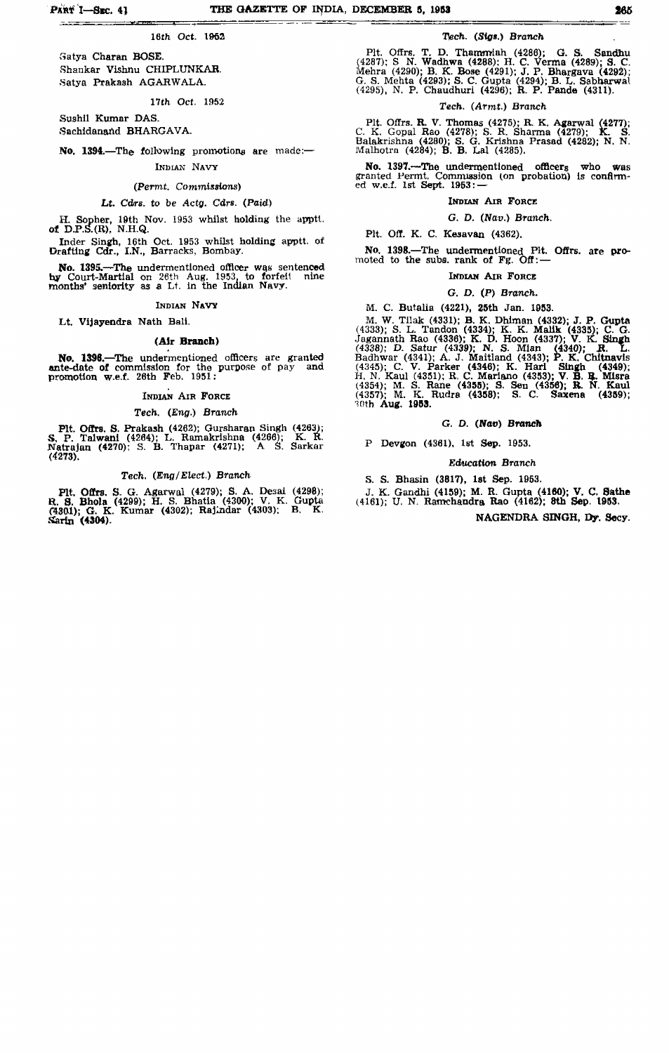*16th Oct. 1952*

Satya Charan BOSE.
Shankar Vishnu CHIPLUNKAR.
Satya Prakash AGARWALA.

*17th Oct. 1952*

Sushil Kumar DAS.
Sachidanand BHARGAVA.

**No. 1394.**—The following promotions are made:—

INDIAN NAVY

*(Permt. Commissions)*

*Lt. Cdrs. to be Actg. Cdrs. (Paid)*

H. Sopher, 19th Nov. 1953 whilst holding the apptt. of D.P.S.(R), N.H.Q.

Inder Singh, 16th Oct. 1953 whilst holding apptt. of Drafting Cdr., I.N., Barracks, Bombay.

**No. 1395.**—The undermentioned officer was sentenced by Court-Martial on 26th Aug. 1953, to forfeit nine months' seniority as a Lt. in the Indian Navy.

INDIAN NAVY

Lt. Vijayendra Nath Bali.

**(Air Branch)**

**No. 1396.**—The undermentioned officers are granted ante-date of commission for the purpose of pay and promotion w.e.f. 26th Feb. 1951:

INDIAN AIR FORCE

*Tech. (Eng.) Branch*

Plt. Offrs. S. Prakash (4262); Gursharan Singh (4263); S. P. Talwani (4264); L. Ramakrishna (4266); K. R. Natrajan (4270); S. B. Thapar (4271); A. S. Sarkar (4273).

*Tech. (Eng/Elect.) Branch*

Plt. Offrs. S. G. Agarwal (4279); S. A. Desai (4298); R. S. Bhola (4299); H. S. Bhatia (4300); V. K. Gupta (4301); G. K. Kumar (4302); Rajindar (4303); B. K. Sarin (4304).

*Tech. (Sigs.) Branch*

Plt. Offrs. T. D. Thammiah (4286); G. S. Sandhu (4287); S. N. Wadhwa (4288); H. C. Verma (4289); S. C. Mehra (4290); B. K. Bose (4291); J. P. Bhargava (4292); G. S. Mehta (4293); S. C. Gupta (4294); B. L. Sabharwal (4295), N. P. Chaudhuri (4296); R. P. Pande (4311).

*Tech. (Armt.) Branch*

Plt. Offrs. R. V. Thomas (4275); R. K. Agarwal (4277); C. K. Gopal Rao (4278); S. R. Sharma (4279); K. S. Balakrishna (4280); S. G. Krishna Prasad (4282); N. N. Malhotra (4284); B. B. Lal (4285).

**No. 1397.**—The undermentioned officers who was granted Permt. Commission (on probation) is confirmed w.e.f. 1st Sept. 1953:—

INDIAN AIR FORCE

*G. D. (Nav.) Branch.*

Plt. Off. K. C. Kesavan (4362).

**No. 1398.**—The undermentioned Plt. Offrs. are promoted to the subs. rank of Fg. Off:—

INDIAN AIR FORCE

*G. D. (P) Branch.*

M. C. Butalia (4221), 25th Jan. 1953.

M. W. Tilak (4331); B. K. Dhiman (4332); J. P. Gupta (4333); S. L. Tandon (4334); K. K. Malik (4335); C. G. Jagannath Rao (4336); K. D. Hoon (4337); V. K. Singh (4338); D. Satur (4339); N. S. Mian (4340); R. L. Badhwar (4341); A. J. Maitland (4343); P. K. Chitnavis (4345); C. V. Parker (4346); K. Hari Singh (4349); H. N. Kaul (4351); R. C. Mariano (4353); V. B. R. Misra (4354); M. S. Rane (4355); S. Sen (4356); R. N. Kaul (4357); M. K. Rudra (4358); S. C. Saxena (4359); 30th Aug. 1953.

*G. D. (Nav) Branch*

P Devgon (4361), 1st Sep. 1953.

*Education Branch*

S. S. Bhasin (3817), 1st Sep. 1953.

J. K. Gandhi (4159); M. R. Gupta (4160); V. C. Sathe (4161); U. N. Ramchandra Rao (4162); 8th Sep. 1953.

NAGENDRA SINGH, Dy. Secy.